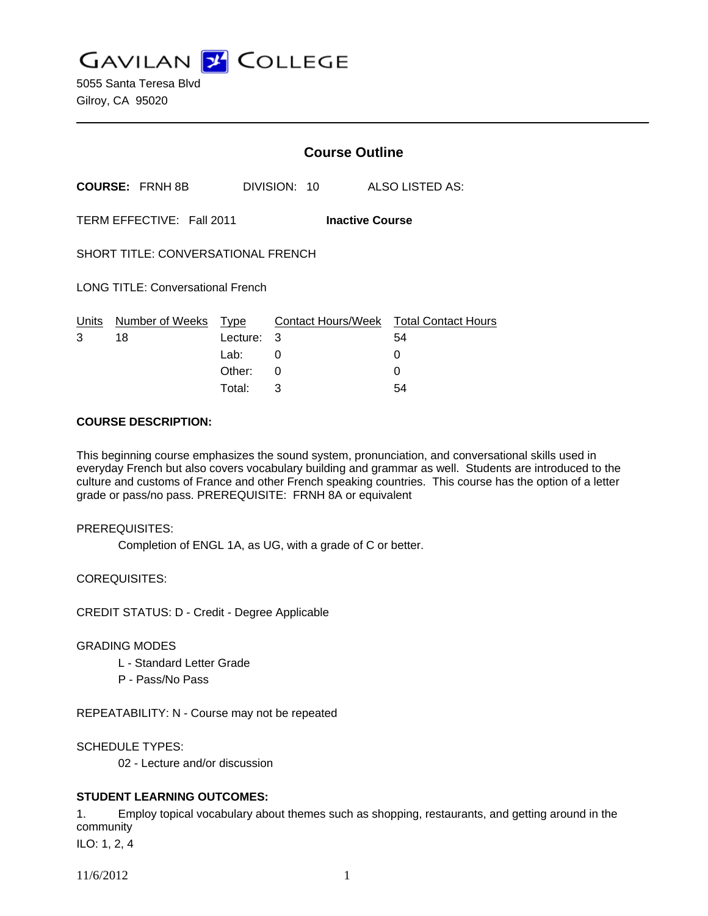# GAVILAN COLLEGE

5055 Santa Teresa Blvd
Gilroy, CA 95020

---

## Course Outline

**COURSE:** FRNH 8B DIVISION: 10 ALSO LISTED AS:

TERM EFFECTIVE: Fall 2011 **Inactive Course**

SHORT TITLE: CONVERSATIONAL FRENCH

LONG TITLE: Conversational French

| Units | Number of Weeks | Type | Contact Hours/Week | Total Contact Hours |
|---|---|---|---|---|
| 3 | 18 | Lecture: | 3 | 54 |
| | | Lab: | 0 | 0 |
| | | Other: | 0 | 0 |
| | | Total: | 3 | 54 |

### COURSE DESCRIPTION:

This beginning course emphasizes the sound system, pronunciation, and conversational skills used in everyday French but also covers vocabulary building and grammar as well. Students are introduced to the culture and customs of France and other French speaking countries. This course has the option of a letter grade or pass/no pass. PREREQUISITE: FRNH 8A or equivalent

PREREQUISITES:

Completion of ENGL 1A, as UG, with a grade of C or better.

COREQUISITES:

CREDIT STATUS: D - Credit - Degree Applicable

GRADING MODES

L - Standard Letter Grade
P - Pass/No Pass

REPEATABILITY: N - Course may not be repeated

SCHEDULE TYPES:

02 - Lecture and/or discussion

### STUDENT LEARNING OUTCOMES:

1. Employ topical vocabulary about themes such as shopping, restaurants, and getting around in the community

ILO: 1, 2, 4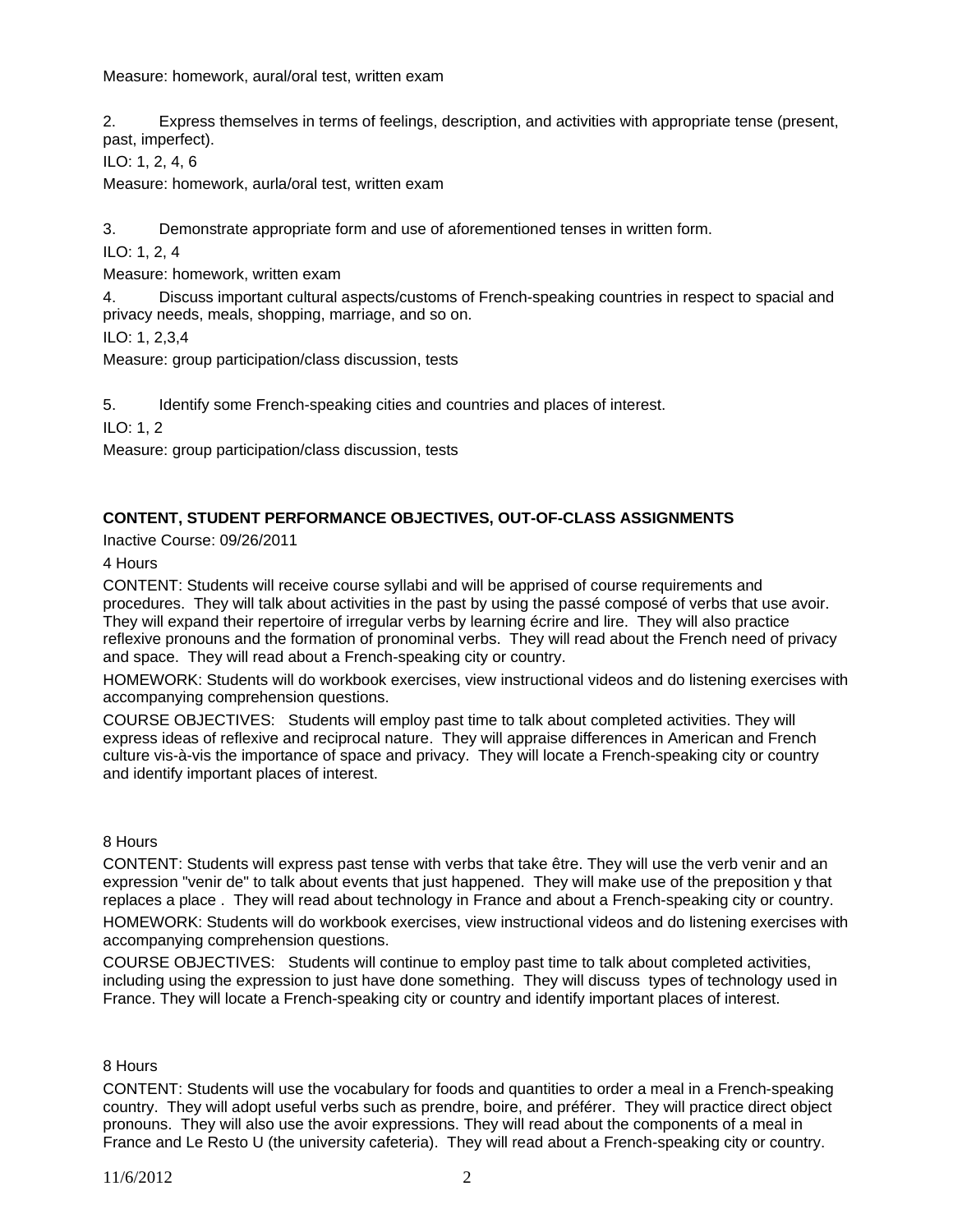Measure: homework, aural/oral test, written exam

2. Express themselves in terms of feelings, description, and activities with appropriate tense (present, past, imperfect).

ILO: 1, 2, 4, 6

Measure: homework, aurla/oral test, written exam

3. Demonstrate appropriate form and use of aforementioned tenses in written form.

ILO: 1, 2, 4

Measure: homework, written exam

4. Discuss important cultural aspects/customs of French-speaking countries in respect to spacial and privacy needs, meals, shopping, marriage, and so on.

ILO: 1, 2,3,4

Measure: group participation/class discussion, tests

5. Identify some French-speaking cities and countries and places of interest.

ILO: 1, 2

Measure: group participation/class discussion, tests

**CONTENT, STUDENT PERFORMANCE OBJECTIVES, OUT-OF-CLASS ASSIGNMENTS**

Inactive Course: 09/26/2011

4 Hours

CONTENT: Students will receive course syllabi and will be apprised of course requirements and procedures. They will talk about activities in the past by using the passé composé of verbs that use avoir. They will expand their repertoire of irregular verbs by learning écrire and lire. They will also practice reflexive pronouns and the formation of pronominal verbs. They will read about the French need of privacy and space. They will read about a French-speaking city or country.

HOMEWORK: Students will do workbook exercises, view instructional videos and do listening exercises with accompanying comprehension questions.

COURSE OBJECTIVES: Students will employ past time to talk about completed activities. They will express ideas of reflexive and reciprocal nature. They will appraise differences in American and French culture vis-à-vis the importance of space and privacy. They will locate a French-speaking city or country and identify important places of interest.

8 Hours

CONTENT: Students will express past tense with verbs that take être. They will use the verb venir and an expression "venir de" to talk about events that just happened. They will make use of the preposition y that replaces a place . They will read about technology in France and about a French-speaking city or country.

HOMEWORK: Students will do workbook exercises, view instructional videos and do listening exercises with accompanying comprehension questions.

COURSE OBJECTIVES: Students will continue to employ past time to talk about completed activities, including using the expression to just have done something. They will discuss types of technology used in France. They will locate a French-speaking city or country and identify important places of interest.

8 Hours

CONTENT: Students will use the vocabulary for foods and quantities to order a meal in a French-speaking country. They will adopt useful verbs such as prendre, boire, and préférer. They will practice direct object pronouns. They will also use the avoir expressions. They will read about the components of a meal in France and Le Resto U (the university cafeteria). They will read about a French-speaking city or country.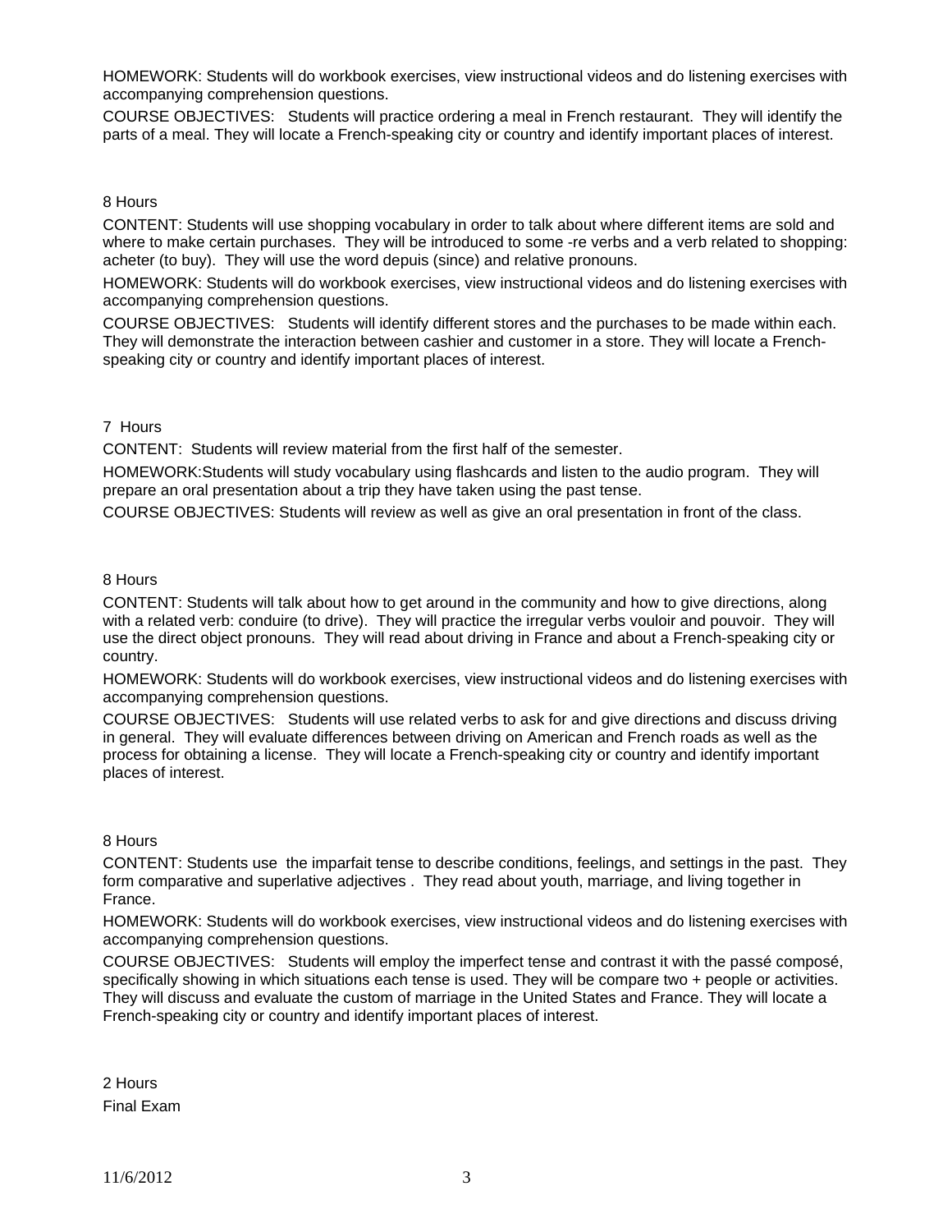HOMEWORK: Students will do workbook exercises, view instructional videos and do listening exercises with accompanying comprehension questions.

COURSE OBJECTIVES: Students will practice ordering a meal in French restaurant. They will identify the parts of a meal. They will locate a French-speaking city or country and identify important places of interest.

8 Hours

CONTENT: Students will use shopping vocabulary in order to talk about where different items are sold and where to make certain purchases. They will be introduced to some -re verbs and a verb related to shopping: acheter (to buy). They will use the word depuis (since) and relative pronouns.

HOMEWORK: Students will do workbook exercises, view instructional videos and do listening exercises with accompanying comprehension questions.

COURSE OBJECTIVES: Students will identify different stores and the purchases to be made within each. They will demonstrate the interaction between cashier and customer in a store. They will locate a French-speaking city or country and identify important places of interest.

7 Hours

CONTENT: Students will review material from the first half of the semester.

HOMEWORK:Students will study vocabulary using flashcards and listen to the audio program. They will prepare an oral presentation about a trip they have taken using the past tense.

COURSE OBJECTIVES: Students will review as well as give an oral presentation in front of the class.

8 Hours

CONTENT: Students will talk about how to get around in the community and how to give directions, along with a related verb: conduire (to drive). They will practice the irregular verbs vouloir and pouvoir. They will use the direct object pronouns. They will read about driving in France and about a French-speaking city or country.

HOMEWORK: Students will do workbook exercises, view instructional videos and do listening exercises with accompanying comprehension questions.

COURSE OBJECTIVES: Students will use related verbs to ask for and give directions and discuss driving in general. They will evaluate differences between driving on American and French roads as well as the process for obtaining a license. They will locate a French-speaking city or country and identify important places of interest.

8 Hours

CONTENT: Students use the imparfait tense to describe conditions, feelings, and settings in the past. They form comparative and superlative adjectives . They read about youth, marriage, and living together in France.

HOMEWORK: Students will do workbook exercises, view instructional videos and do listening exercises with accompanying comprehension questions.

COURSE OBJECTIVES: Students will employ the imperfect tense and contrast it with the passé composé, specifically showing in which situations each tense is used. They will be compare two + people or activities. They will discuss and evaluate the custom of marriage in the United States and France. They will locate a French-speaking city or country and identify important places of interest.

2 Hours

Final Exam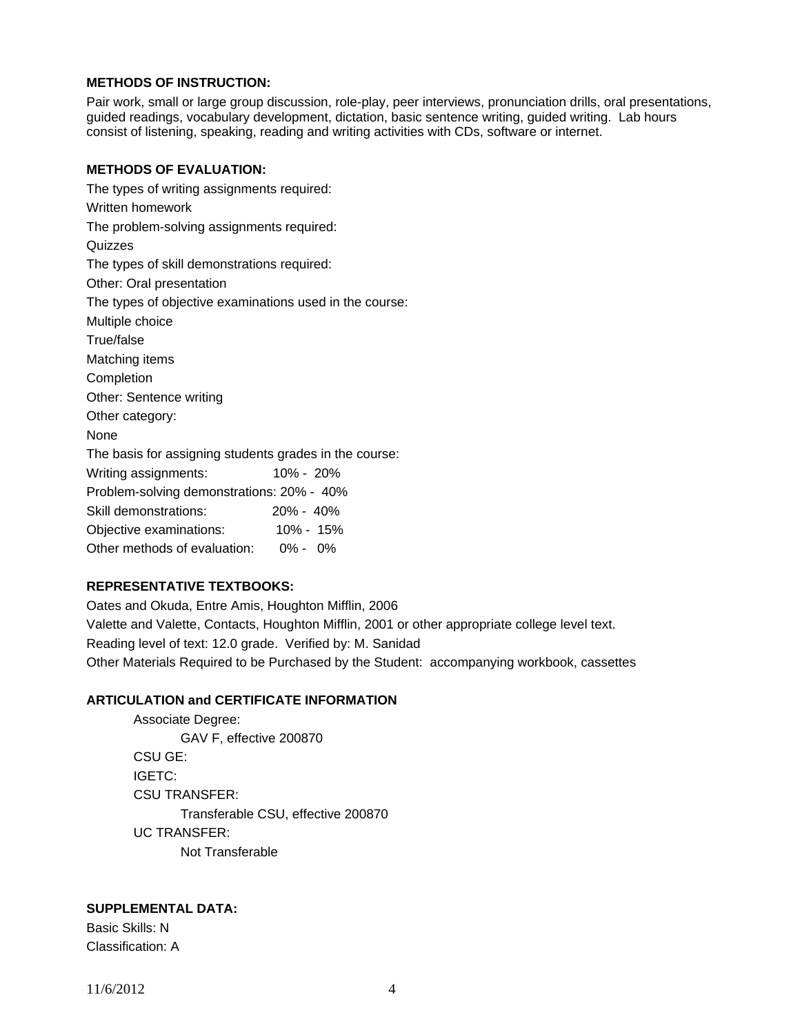**METHODS OF INSTRUCTION:**

Pair work, small or large group discussion, role-play, peer interviews, pronunciation drills, oral presentations, guided readings, vocabulary development, dictation, basic sentence writing, guided writing. Lab hours consist of listening, speaking, reading and writing activities with CDs, software or internet.

**METHODS OF EVALUATION:**

The types of writing assignments required:
Written homework
The problem-solving assignments required:
Quizzes
The types of skill demonstrations required:
Other: Oral presentation
The types of objective examinations used in the course:
Multiple choice
True/false
Matching items
Completion
Other: Sentence writing
Other category:
None
The basis for assigning students grades in the course:
Writing assignments: 10% - 20%
Problem-solving demonstrations: 20% - 40%
Skill demonstrations: 20% - 40%
Objective examinations: 10% - 15%
Other methods of evaluation: 0% - 0%

**REPRESENTATIVE TEXTBOOKS:**

Oates and Okuda, Entre Amis, Houghton Mifflin, 2006
Valette and Valette, Contacts, Houghton Mifflin, 2001 or other appropriate college level text.
Reading level of text: 12.0 grade. Verified by: M. Sanidad
Other Materials Required to be Purchased by the Student: accompanying workbook, cassettes

**ARTICULATION and CERTIFICATE INFORMATION**

Associate Degree:
GAV F, effective 200870
CSU GE:
IGETC:
CSU TRANSFER:
Transferable CSU, effective 200870
UC TRANSFER:
Not Transferable

**SUPPLEMENTAL DATA:**

Basic Skills: N
Classification: A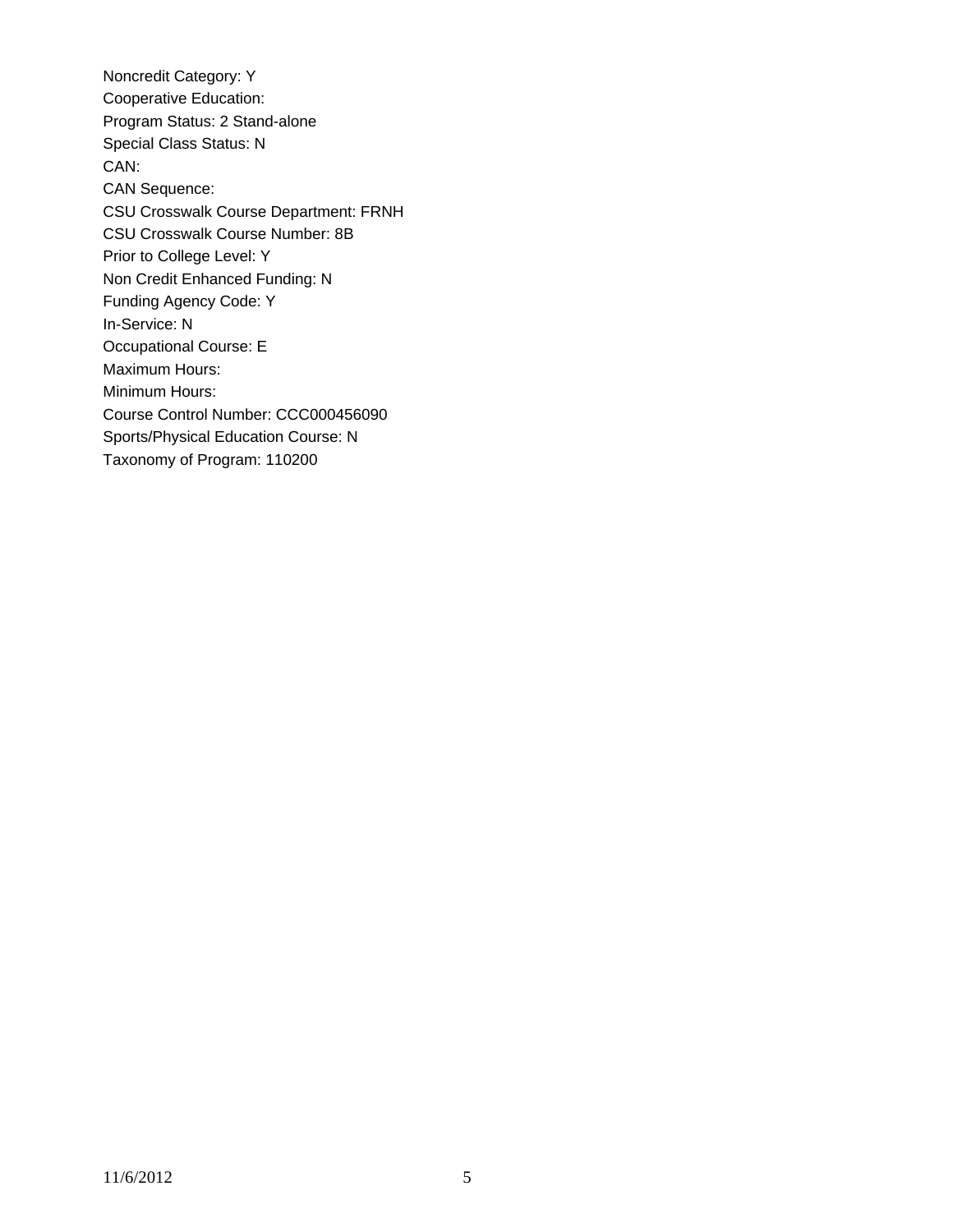Noncredit Category: Y
Cooperative Education:
Program Status: 2 Stand-alone
Special Class Status: N
CAN:
CAN Sequence:
CSU Crosswalk Course Department: FRNH
CSU Crosswalk Course Number: 8B
Prior to College Level: Y
Non Credit Enhanced Funding: N
Funding Agency Code: Y
In-Service: N
Occupational Course: E
Maximum Hours:
Minimum Hours:
Course Control Number: CCC000456090
Sports/Physical Education Course: N
Taxonomy of Program: 110200